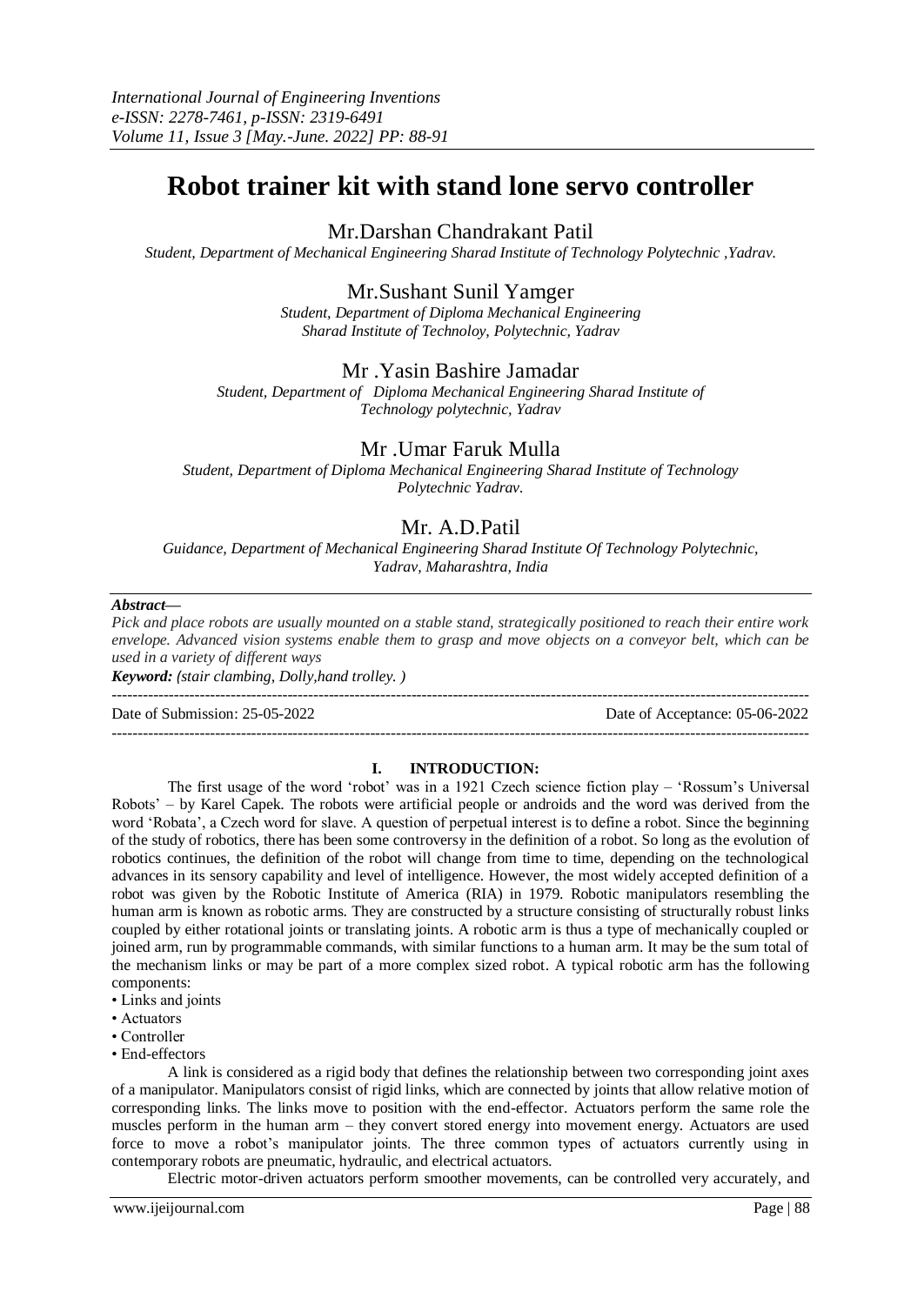# Robot trainer kit with stand lone servo controller

## Mr.Darshan Chandrakant Patil

*Student, Department of Mechanical Engineering Sharad Institute of Technology Polytechnic ,Yadrav.*

## Mr.Sushant Sunil Yamger

*Student, Department of Diploma Mechanical Engineering Sharad Institute of Technoloy, Polytechnic, Yadrav*

## Mr .Yasin Bashire Jamadar

*Student, Department of Diploma Mechanical Engineering Sharad Institute of Technology polytechnic, Yadrav*

## Mr .Umar Faruk Mulla

*Student, Department of Diploma Mechanical Engineering Sharad Institute of Technology Polytechnic Yadrav.*

## Mr. A.D.Patil

*Guidance, Department of Mechanical Engineering Sharad Institute Of Technology Polytechnic, Yadrav, Maharashtra, India*

***Abstract*—**

*Pick and place robots are usually mounted on a stable stand, strategically positioned to reach their entire work envelope. Advanced vision systems enable them to grasp and move objects on a conveyor belt, which can be used in a variety of different ways*

***Keyword:** (stair clambing, Dolly,hand trolley. )*

---

Date of Submission: 25-05-2022 Date of Acceptance: 05-06-2022

---

## I. INTRODUCTION:

The first usage of the word 'robot' was in a 1921 Czech science fiction play – 'Rossum's Universal Robots' – by Karel Capek. The robots were artificial people or androids and the word was derived from the word 'Robata', a Czech word for slave. A question of perpetual interest is to define a robot. Since the beginning of the study of robotics, there has been some controversy in the definition of a robot. So long as the evolution of robotics continues, the definition of the robot will change from time to time, depending on the technological advances in its sensory capability and level of intelligence. However, the most widely accepted definition of a robot was given by the Robotic Institute of America (RIA) in 1979. Robotic manipulators resembling the human arm is known as robotic arms. They are constructed by a structure consisting of structurally robust links coupled by either rotational joints or translating joints. A robotic arm is thus a type of mechanically coupled or joined arm, run by programmable commands, with similar functions to a human arm. It may be the sum total of the mechanism links or may be part of a more complex sized robot. A typical robotic arm has the following components:

- Links and joints
- Actuators
- Controller
- End-effectors

A link is considered as a rigid body that defines the relationship between two corresponding joint axes of a manipulator. Manipulators consist of rigid links, which are connected by joints that allow relative motion of corresponding links. The links move to position with the end-effector. Actuators perform the same role the muscles perform in the human arm – they convert stored energy into movement energy. Actuators are used force to move a robot's manipulator joints. The three common types of actuators currently using in contemporary robots are pneumatic, hydraulic, and electrical actuators.

Electric motor-driven actuators perform smoother movements, can be controlled very accurately, and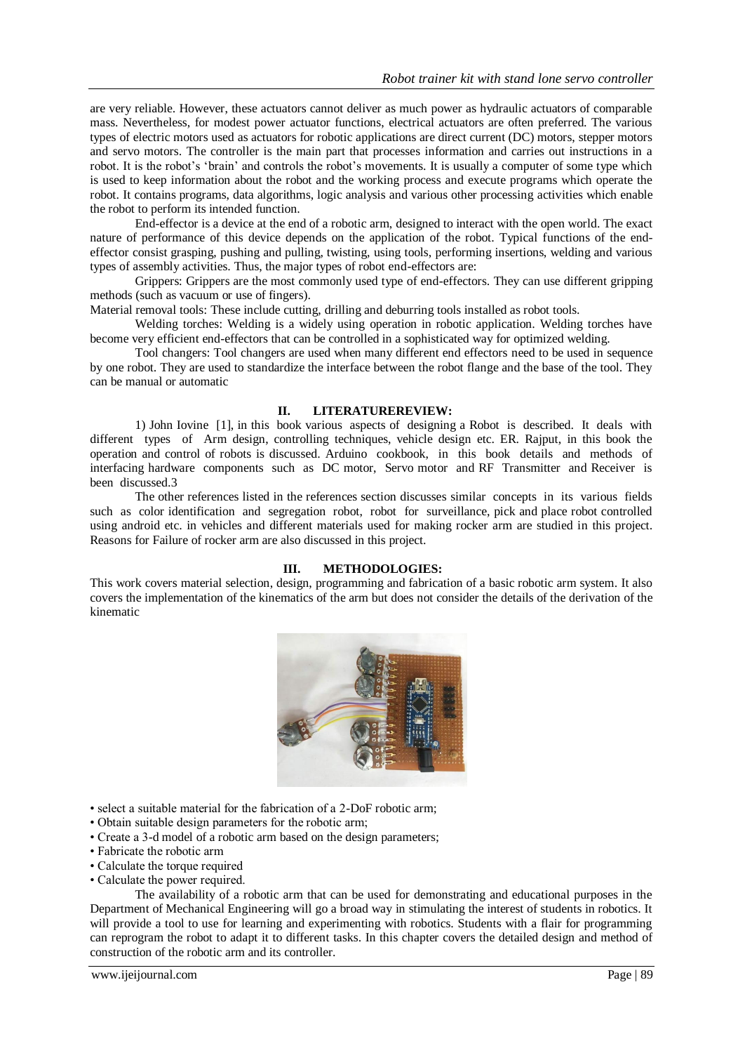are very reliable. However, these actuators cannot deliver as much power as hydraulic actuators of comparable mass. Nevertheless, for modest power actuator functions, electrical actuators are often preferred. The various types of electric motors used as actuators for robotic applications are direct current (DC) motors, stepper motors and servo motors. The controller is the main part that processes information and carries out instructions in a robot. It is the robot's 'brain' and controls the robot's movements. It is usually a computer of some type which is used to keep information about the robot and the working process and execute programs which operate the robot. It contains programs, data algorithms, logic analysis and various other processing activities which enable the robot to perform its intended function.

End-effector is a device at the end of a robotic arm, designed to interact with the open world. The exact nature of performance of this device depends on the application of the robot. Typical functions of the end-effector consist grasping, pushing and pulling, twisting, using tools, performing insertions, welding and various types of assembly activities. Thus, the major types of robot end-effectors are:

Grippers: Grippers are the most commonly used type of end-effectors. They can use different gripping methods (such as vacuum or use of fingers).

Material removal tools: These include cutting, drilling and deburring tools installed as robot tools.

Welding torches: Welding is a widely using operation in robotic application. Welding torches have become very efficient end-effectors that can be controlled in a sophisticated way for optimized welding.

Tool changers: Tool changers are used when many different end effectors need to be used in sequence by one robot. They are used to standardize the interface between the robot flange and the base of the tool. They can be manual or automatic

## II. LITERATUREREVIEW:

1) John Iovine [1], in this book various aspects of designing a Robot is described. It deals with different types of Arm design, controlling techniques, vehicle design etc. ER. Rajput, in this book the operation and control of robots is discussed. Arduino cookbook, in this book details and methods of interfacing hardware components such as DC motor, Servo motor and RF Transmitter and Receiver is been discussed.3

The other references listed in the references section discusses similar concepts in its various fields such as color identification and segregation robot, robot for surveillance, pick and place robot controlled using android etc. in vehicles and different materials used for making rocker arm are studied in this project. Reasons for Failure of rocker arm are also discussed in this project.

## III. METHODOLOGIES:

This work covers material selection, design, programming and fabrication of a basic robotic arm system. It also covers the implementation of the kinematics of the arm but does not consider the details of the derivation of the kinematic

- select a suitable material for the fabrication of a 2-DoF robotic arm;
- Obtain suitable design parameters for the robotic arm;
- Create a 3-d model of a robotic arm based on the design parameters;
- Fabricate the robotic arm
- Calculate the torque required
- Calculate the power required.

The availability of a robotic arm that can be used for demonstrating and educational purposes in the Department of Mechanical Engineering will go a broad way in stimulating the interest of students in robotics. It will provide a tool to use for learning and experimenting with robotics. Students with a flair for programming can reprogram the robot to adapt it to different tasks. In this chapter covers the detailed design and method of construction of the robotic arm and its controller.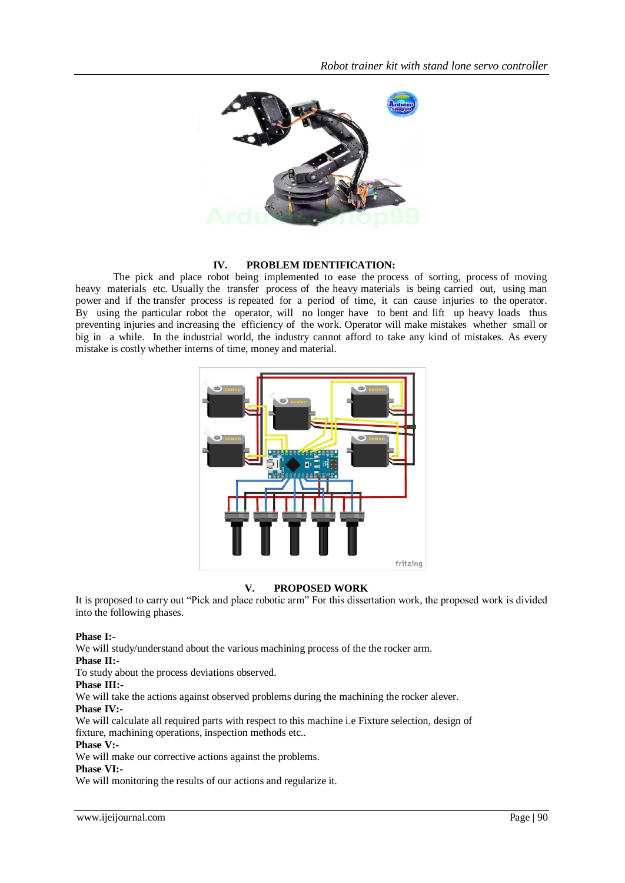## IV. PROBLEM IDENTIFICATION:

The pick and place robot being implemented to ease the process of sorting, process of moving heavy materials etc. Usually the transfer process of the heavy materials is being carried out, using man power and if the transfer process is repeated for a period of time, it can cause injuries to the operator. By using the particular robot the operator, will no longer have to bent and lift up heavy loads thus preventing injuries and increasing the efficiency of the work. Operator will make mistakes whether small or big in a while. In the industrial world, the industry cannot afford to take any kind of mistakes. As every mistake is costly whether interns of time, money and material.

## V. PROPOSED WORK

It is proposed to carry out "Pick and place robotic arm" For this dissertation work, the proposed work is divided into the following phases.

**Phase I:-**
We will study/understand about the various machining process of the the rocker arm.

**Phase II:-**
To study about the process deviations observed.

**Phase III:-**
We will take the actions against observed problems during the machining the rocker alever.

**Phase IV:-**
We will calculate all required parts with respect to this machine i.e Fixture selection, design of fixture, machining operations, inspection methods etc..

**Phase V:-**
We will make our corrective actions against the problems.

**Phase VI:-**
We will monitoring the results of our actions and regularize it.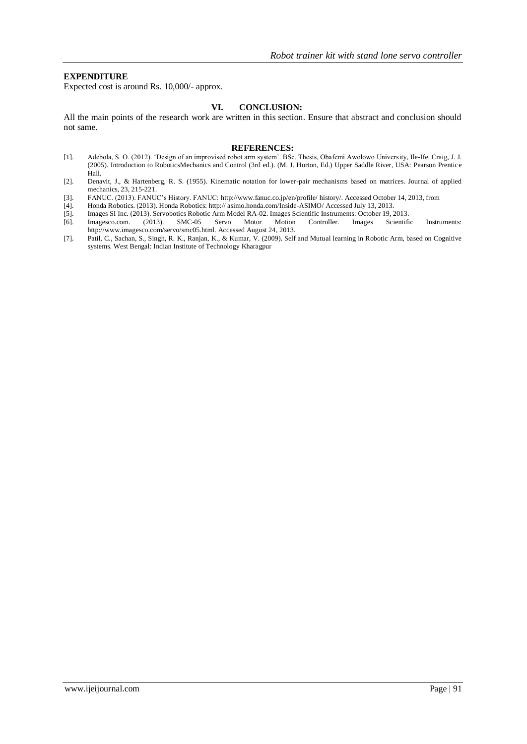**EXPENDITURE**

Expected cost is around Rs. 10,000/- approx.

## VI. CONCLUSION:

All the main points of the research work are written in this section. Ensure that abstract and conclusion should not same.

## REFERENCES:

[1]. Adebola, S. O. (2012). 'Design of an improvised robot arm system'. BSc. Thesis, Obafemi Awolowo University, Ile-Ife. Craig, J. J. (2005). Introduction to RoboticsMechanics and Control (3rd ed.). (M. J. Horton, Ed.) Upper Saddle River, USA: Pearson Prentice Hall.

[2]. Denavit, J., & Hartenberg, R. S. (1955). Kinematic notation for lower-pair mechanisms based on matrices. Journal of applied mechanics, 23, 215-221.

[3]. FANUC. (2013). FANUC's History. FANUC: http://www.fanuc.co.jp/en/profile/ history/. Accessed October 14, 2013, from

[4]. Honda Robotics. (2013). Honda Robotics: http:// asimo.honda.com/Inside-ASIMO/ Accessed July 13, 2013.

[5]. Images SI Inc. (2013). Servobotics Robotic Arm Model RA-02. Images Scientific Instruments: October 19, 2013.

[6]. Imagesco.com. (2013). SMC-05 Servo Motor Motion Controller. Images Scientific Instruments: http://www.imagesco.com/servo/smc05.html. Accessed August 24, 2013.

[7]. Patil, C., Sachan, S., Singh, R. K., Ranjan, K., & Kumar, V. (2009). Self and Mutual learning in Robotic Arm, based on Cognitive systems. West Bengal: Indian Institute of Technology Kharagpur